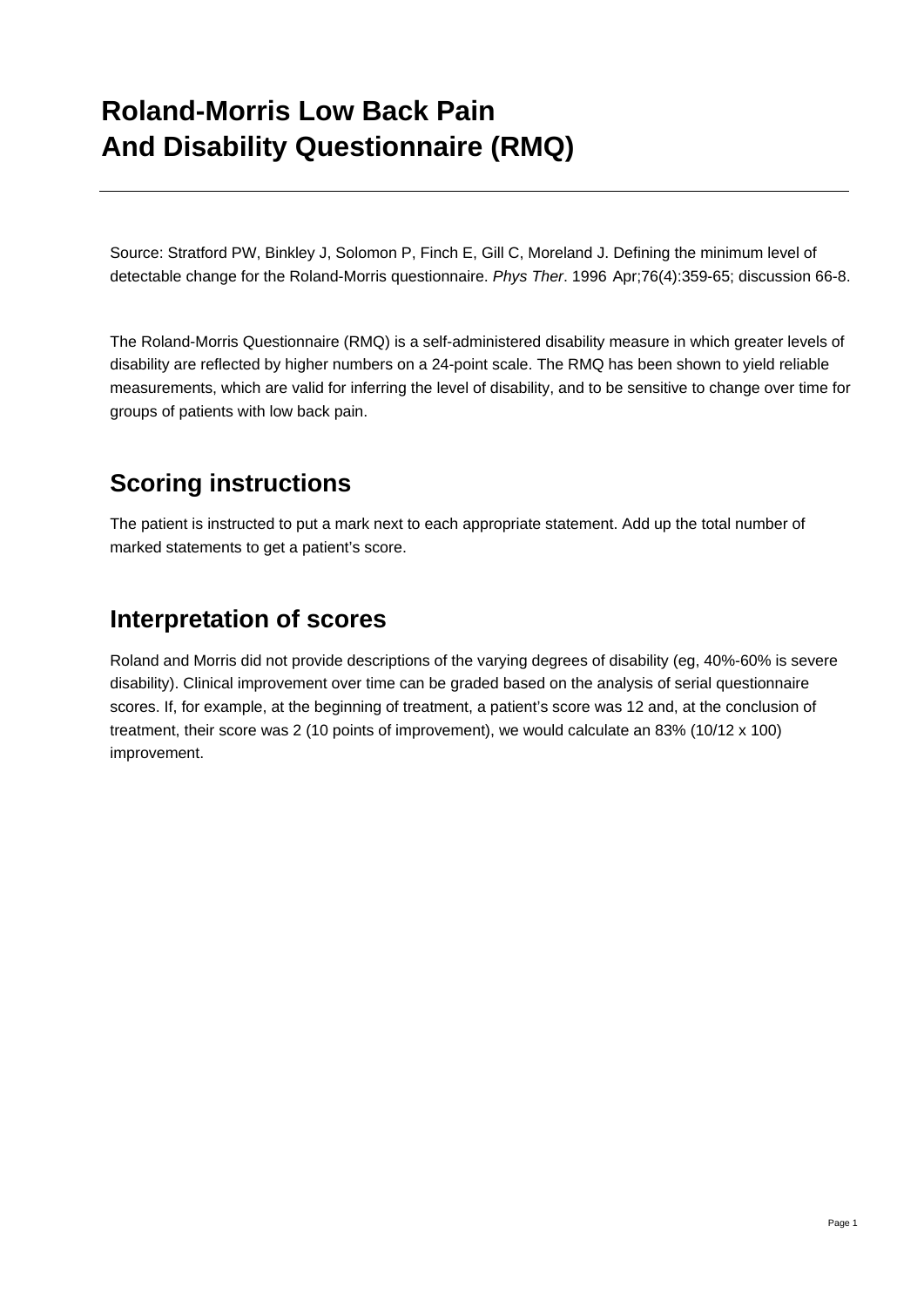# Roland-Morris Low Back Pain And Disability Questionnaire (RMQ)

Source: Stratford PW, Binkley J, Solomon P, Finch E, Gill C, Moreland J. Defining the minimum level of detectable change for the Roland-Morris questionnaire. *Phys Ther*. 1996 Apr;76(4):359-65; discussion 66-8.

The Roland-Morris Questionnaire (RMQ) is a self-administered disability measure in which greater levels of disability are reflected by higher numbers on a 24-point scale. The RMQ has been shown to yield reliable measurements, which are valid for inferring the level of disability, and to be sensitive to change over time for groups of patients with low back pain.

## Scoring instructions

The patient is instructed to put a mark next to each appropriate statement. Add up the total number of marked statements to get a patient's score.

## Interpretation of scores

Roland and Morris did not provide descriptions of the varying degrees of disability (eg, 40%-60% is severe disability). Clinical improvement over time can be graded based on the analysis of serial questionnaire scores. If, for example, at the beginning of treatment, a patient's score was 12 and, at the conclusion of treatment, their score was 2 (10 points of improvement), we would calculate an 83% (10/12 x 100) improvement.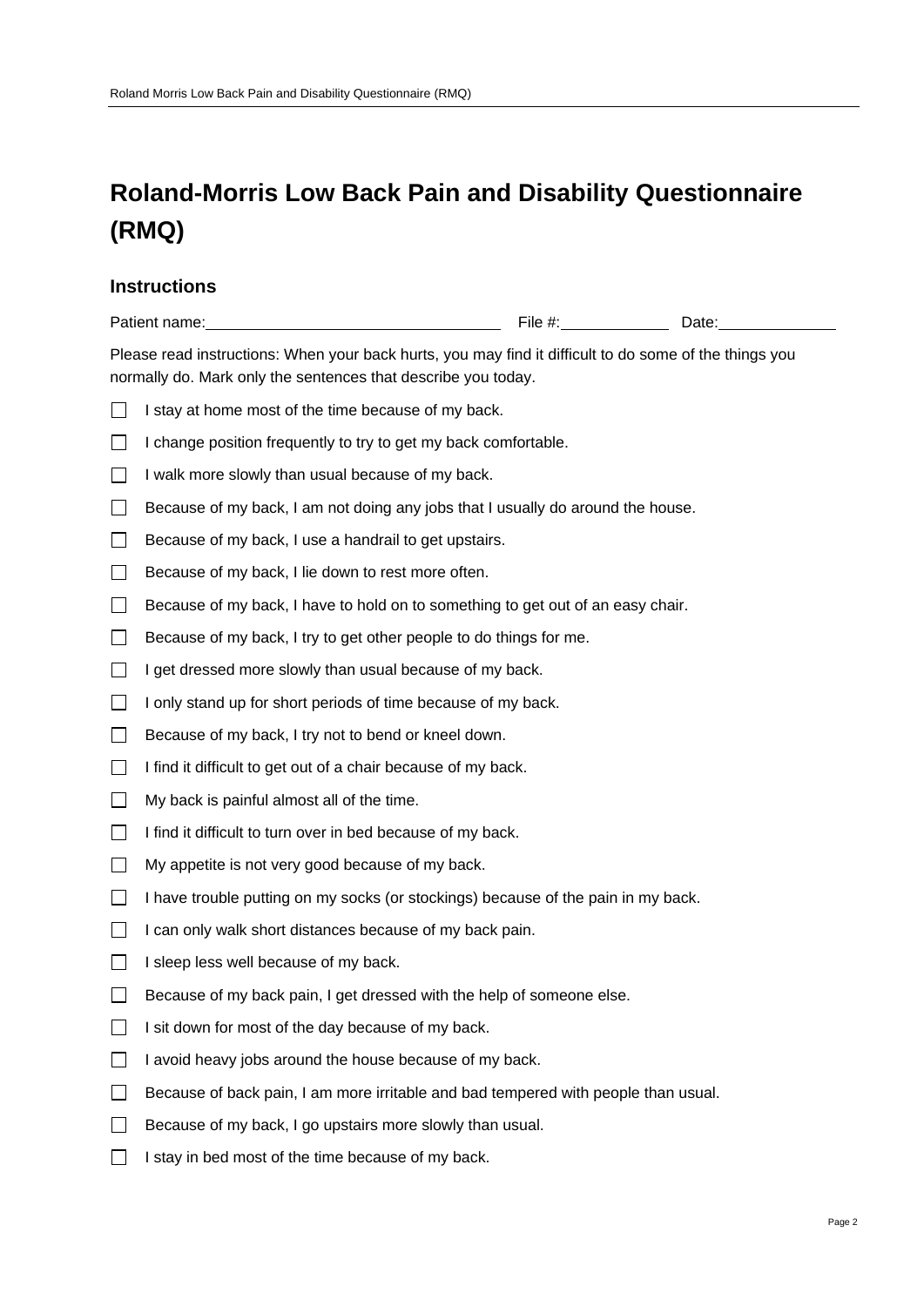# Roland-Morris Low Back Pain and Disability Questionnaire (RMQ)

## Instructions

Patient name:\_\_\_\_\_\_\_\_\_\_\_\_\_\_\_\_\_\_\_\_\_\_\_\_\_\_\_\_\_\_ File #:\_\_\_\_\_\_\_\_\_\_\_\_ Date:\_\_\_\_\_\_\_\_\_\_\_\_

Please read instructions: When your back hurts, you may find it difficult to do some of the things you normally do. Mark only the sentences that describe you today.

- ☐ I stay at home most of the time because of my back.
- ☐ I change position frequently to try to get my back comfortable.
- ☐ I walk more slowly than usual because of my back.
- ☐ Because of my back, I am not doing any jobs that I usually do around the house.
- ☐ Because of my back, I use a handrail to get upstairs.
- ☐ Because of my back, I lie down to rest more often.
- ☐ Because of my back, I have to hold on to something to get out of an easy chair.
- ☐ Because of my back, I try to get other people to do things for me.
- ☐ I get dressed more slowly than usual because of my back.
- ☐ I only stand up for short periods of time because of my back.
- ☐ Because of my back, I try not to bend or kneel down.
- ☐ I find it difficult to get out of a chair because of my back.
- ☐ My back is painful almost all of the time.
- ☐ I find it difficult to turn over in bed because of my back.
- ☐ My appetite is not very good because of my back.
- ☐ I have trouble putting on my socks (or stockings) because of the pain in my back.
- ☐ I can only walk short distances because of my back pain.
- ☐ I sleep less well because of my back.
- ☐ Because of my back pain, I get dressed with the help of someone else.
- ☐ I sit down for most of the day because of my back.
- ☐ I avoid heavy jobs around the house because of my back.
- ☐ Because of back pain, I am more irritable and bad tempered with people than usual.
- ☐ Because of my back, I go upstairs more slowly than usual.
- ☐ I stay in bed most of the time because of my back.